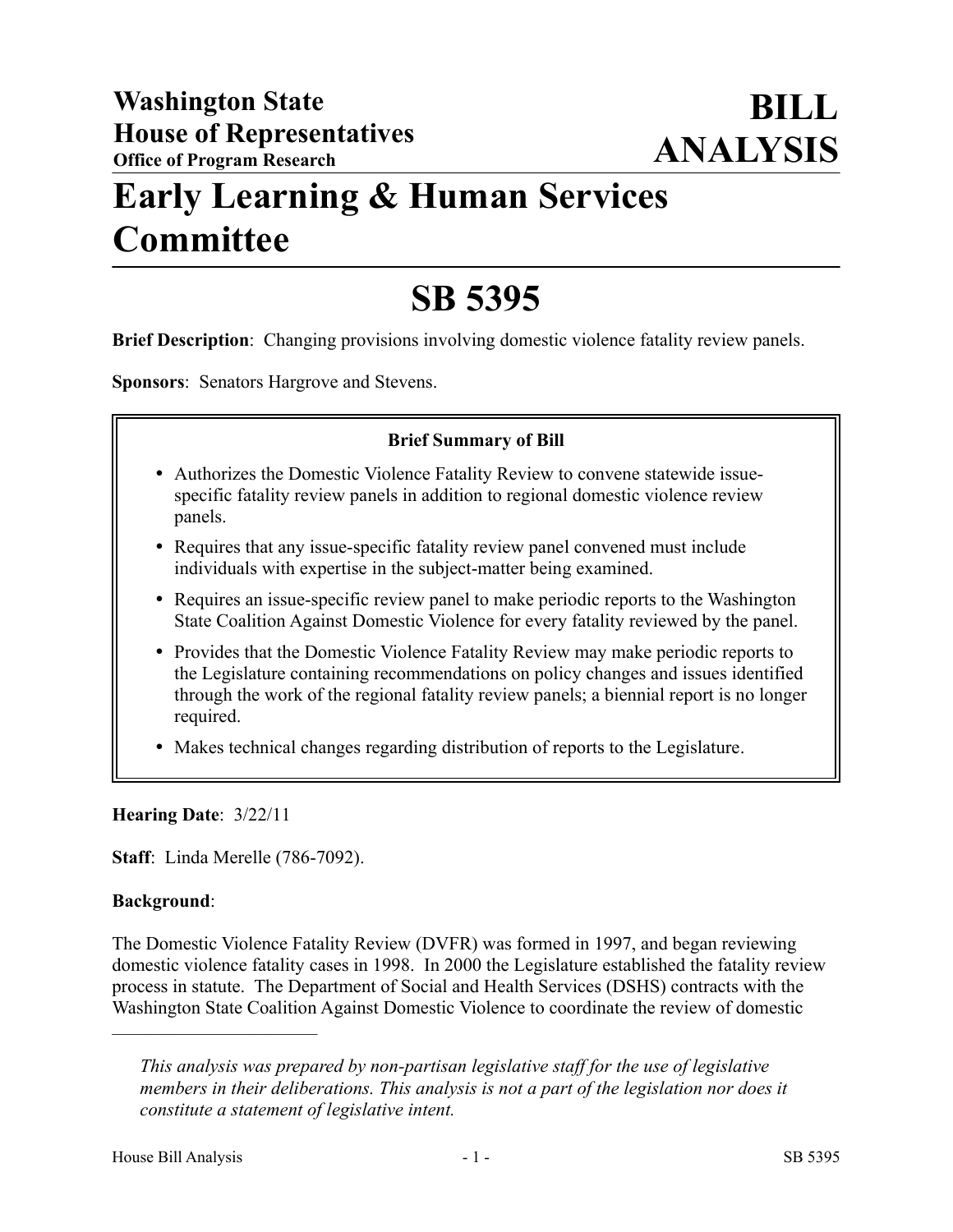**Washington State House of Representatives**
**Office of Program Research**

# BILL ANALYSIS

# Early Learning & Human Services Committee

# SB 5395

**Brief Description**: Changing provisions involving domestic violence fatality review panels.

**Sponsors**: Senators Hargrove and Stevens.

**Brief Summary of Bill**

- Authorizes the Domestic Violence Fatality Review to convene statewide issue-specific fatality review panels in addition to regional domestic violence review panels.
- Requires that any issue-specific fatality review panel convened must include individuals with expertise in the subject-matter being examined.
- Requires an issue-specific review panel to make periodic reports to the Washington State Coalition Against Domestic Violence for every fatality reviewed by the panel.
- Provides that the Domestic Violence Fatality Review may make periodic reports to the Legislature containing recommendations on policy changes and issues identified through the work of the regional fatality review panels; a biennial report is no longer required.
- Makes technical changes regarding distribution of reports to the Legislature.

**Hearing Date**: 3/22/11

**Staff**: Linda Merelle (786-7092).

**Background**:

The Domestic Violence Fatality Review (DVFR) was formed in 1997, and began reviewing domestic violence fatality cases in 1998. In 2000 the Legislature established the fatality review process in statute. The Department of Social and Health Services (DSHS) contracts with the Washington State Coalition Against Domestic Violence to coordinate the review of domestic

---

*This analysis was prepared by non-partisan legislative staff for the use of legislative members in their deliberations. This analysis is not a part of the legislation nor does it constitute a statement of legislative intent.*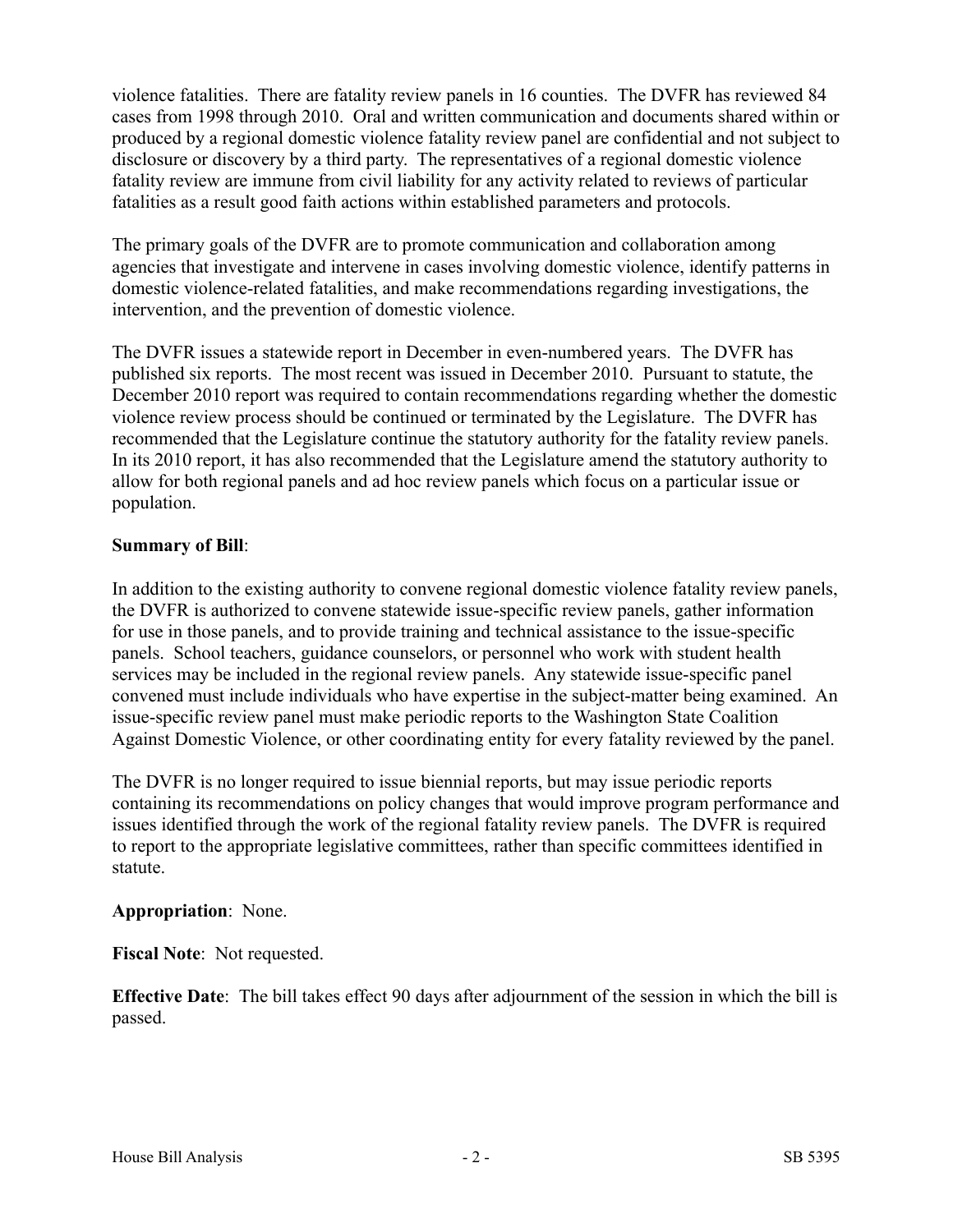violence fatalities. There are fatality review panels in 16 counties. The DVFR has reviewed 84 cases from 1998 through 2010. Oral and written communication and documents shared within or produced by a regional domestic violence fatality review panel are confidential and not subject to disclosure or discovery by a third party. The representatives of a regional domestic violence fatality review are immune from civil liability for any activity related to reviews of particular fatalities as a result good faith actions within established parameters and protocols.

The primary goals of the DVFR are to promote communication and collaboration among agencies that investigate and intervene in cases involving domestic violence, identify patterns in domestic violence-related fatalities, and make recommendations regarding investigations, the intervention, and the prevention of domestic violence.

The DVFR issues a statewide report in December in even-numbered years. The DVFR has published six reports. The most recent was issued in December 2010. Pursuant to statute, the December 2010 report was required to contain recommendations regarding whether the domestic violence review process should be continued or terminated by the Legislature. The DVFR has recommended that the Legislature continue the statutory authority for the fatality review panels. In its 2010 report, it has also recommended that the Legislature amend the statutory authority to allow for both regional panels and ad hoc review panels which focus on a particular issue or population.

**Summary of Bill**:

In addition to the existing authority to convene regional domestic violence fatality review panels, the DVFR is authorized to convene statewide issue-specific review panels, gather information for use in those panels, and to provide training and technical assistance to the issue-specific panels. School teachers, guidance counselors, or personnel who work with student health services may be included in the regional review panels. Any statewide issue-specific panel convened must include individuals who have expertise in the subject-matter being examined. An issue-specific review panel must make periodic reports to the Washington State Coalition Against Domestic Violence, or other coordinating entity for every fatality reviewed by the panel.

The DVFR is no longer required to issue biennial reports, but may issue periodic reports containing its recommendations on policy changes that would improve program performance and issues identified through the work of the regional fatality review panels. The DVFR is required to report to the appropriate legislative committees, rather than specific committees identified in statute.

**Appropriation**: None.

**Fiscal Note**: Not requested.

**Effective Date**: The bill takes effect 90 days after adjournment of the session in which the bill is passed.